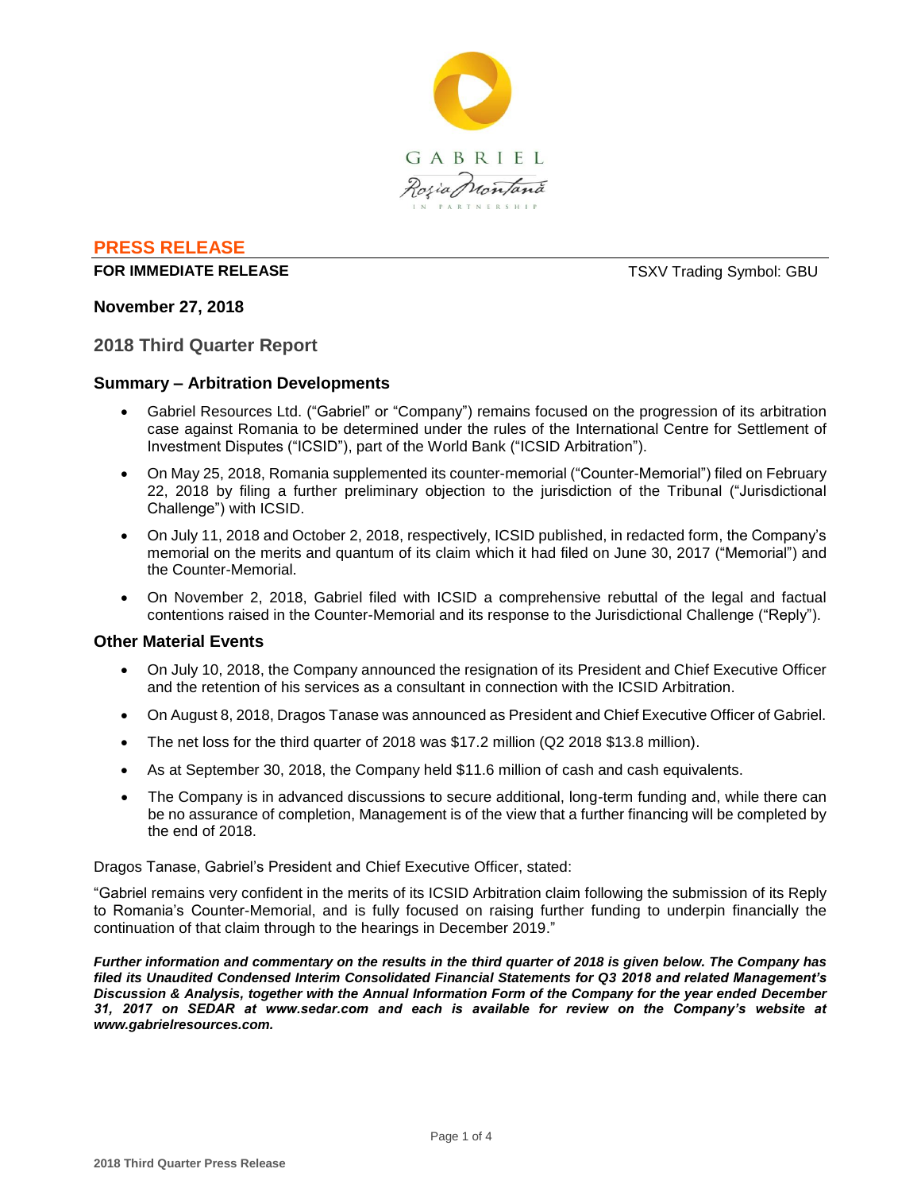GABRIEL

Roşia Montană

IN PARTNERSHIP

# PRESS RELEASE

**FOR IMMEDIATE RELEASE** TSXV Trading Symbol: GBU

**November 27, 2018**

## 2018 Third Quarter Report

### Summary – Arbitration Developments

- Gabriel Resources Ltd. ("Gabriel" or "Company") remains focused on the progression of its arbitration case against Romania to be determined under the rules of the International Centre for Settlement of Investment Disputes ("ICSID"), part of the World Bank ("ICSID Arbitration").
- On May 25, 2018, Romania supplemented its counter-memorial ("Counter-Memorial") filed on February 22, 2018 by filing a further preliminary objection to the jurisdiction of the Tribunal ("Jurisdictional Challenge") with ICSID.
- On July 11, 2018 and October 2, 2018, respectively, ICSID published, in redacted form, the Company's memorial on the merits and quantum of its claim which it had filed on June 30, 2017 ("Memorial") and the Counter-Memorial.
- On November 2, 2018, Gabriel filed with ICSID a comprehensive rebuttal of the legal and factual contentions raised in the Counter-Memorial and its response to the Jurisdictional Challenge ("Reply").

### Other Material Events

- On July 10, 2018, the Company announced the resignation of its President and Chief Executive Officer and the retention of his services as a consultant in connection with the ICSID Arbitration.
- On August 8, 2018, Dragos Tanase was announced as President and Chief Executive Officer of Gabriel.
- The net loss for the third quarter of 2018 was $17.2 million (Q2 2018 $13.8 million).
- As at September 30, 2018, the Company held $11.6 million of cash and cash equivalents.
- The Company is in advanced discussions to secure additional, long-term funding and, while there can be no assurance of completion, Management is of the view that a further financing will be completed by the end of 2018.

Dragos Tanase, Gabriel's President and Chief Executive Officer, stated:

"Gabriel remains very confident in the merits of its ICSID Arbitration claim following the submission of its Reply to Romania's Counter-Memorial, and is fully focused on raising further funding to underpin financially the continuation of that claim through to the hearings in December 2019."

***Further information and commentary on the results in the third quarter of 2018 is given below. The Company has filed its Unaudited Condensed Interim Consolidated Financial Statements for Q3 2018 and related Management's Discussion & Analysis, together with the Annual Information Form of the Company for the year ended December 31, 2017 on SEDAR at www.sedar.com and each is available for review on the Company's website at www.gabrielresources.com.***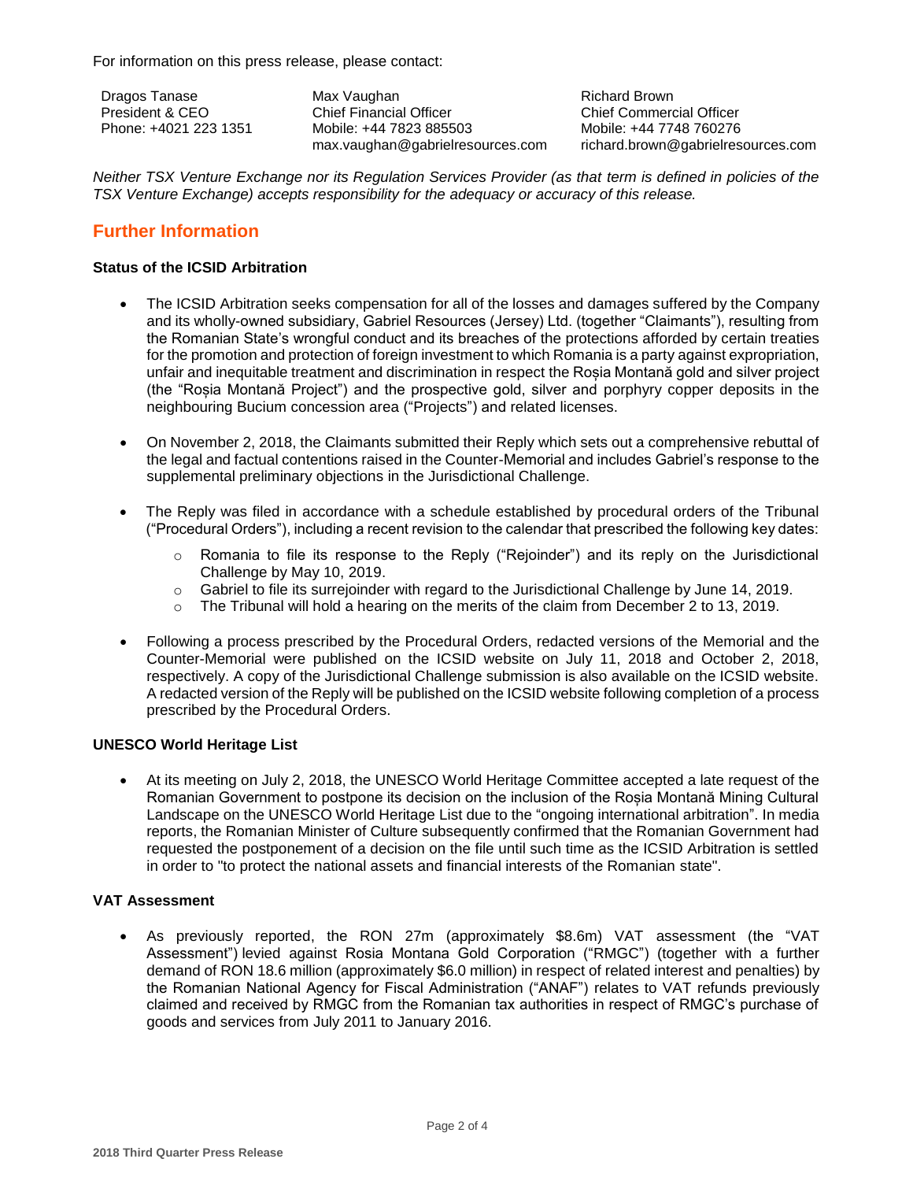For information on this press release, please contact:

| Dragos Tanase<br>President & CEO<br>Phone: +4021 223 1351 | Max Vaughan<br>Chief Financial Officer<br>Mobile: +44 7823 885503<br>max.vaughan@gabrielresources.com | Richard Brown<br>Chief Commercial Officer<br>Mobile: +44 7748 760276<br>richard.brown@gabrielresources.com |
|---|---|---|

*Neither TSX Venture Exchange nor its Regulation Services Provider (as that term is defined in policies of the TSX Venture Exchange) accepts responsibility for the adequacy or accuracy of this release.*

## Further Information

### Status of the ICSID Arbitration

- The ICSID Arbitration seeks compensation for all of the losses and damages suffered by the Company and its wholly-owned subsidiary, Gabriel Resources (Jersey) Ltd. (together "Claimants"), resulting from the Romanian State's wrongful conduct and its breaches of the protections afforded by certain treaties for the promotion and protection of foreign investment to which Romania is a party against expropriation, unfair and inequitable treatment and discrimination in respect the Roșia Montană gold and silver project (the "Roșia Montană Project") and the prospective gold, silver and porphyry copper deposits in the neighbouring Bucium concession area ("Projects") and related licenses.

- On November 2, 2018, the Claimants submitted their Reply which sets out a comprehensive rebuttal of the legal and factual contentions raised in the Counter-Memorial and includes Gabriel's response to the supplemental preliminary objections in the Jurisdictional Challenge.

- The Reply was filed in accordance with a schedule established by procedural orders of the Tribunal ("Procedural Orders"), including a recent revision to the calendar that prescribed the following key dates:
    - Romania to file its response to the Reply ("Rejoinder") and its reply on the Jurisdictional Challenge by May 10, 2019.
    - Gabriel to file its surrejoinder with regard to the Jurisdictional Challenge by June 14, 2019.
    - The Tribunal will hold a hearing on the merits of the claim from December 2 to 13, 2019.

- Following a process prescribed by the Procedural Orders, redacted versions of the Memorial and the Counter-Memorial were published on the ICSID website on July 11, 2018 and October 2, 2018, respectively. A copy of the Jurisdictional Challenge submission is also available on the ICSID website. A redacted version of the Reply will be published on the ICSID website following completion of a process prescribed by the Procedural Orders.

### UNESCO World Heritage List

- At its meeting on July 2, 2018, the UNESCO World Heritage Committee accepted a late request of the Romanian Government to postpone its decision on the inclusion of the Roșia Montană Mining Cultural Landscape on the UNESCO World Heritage List due to the "ongoing international arbitration". In media reports, the Romanian Minister of Culture subsequently confirmed that the Romanian Government had requested the postponement of a decision on the file until such time as the ICSID Arbitration is settled in order to "to protect the national assets and financial interests of the Romanian state".

### VAT Assessment

- As previously reported, the RON 27m (approximately $8.6m) VAT assessment (the "VAT Assessment") levied against Rosia Montana Gold Corporation ("RMGC") (together with a further demand of RON 18.6 million (approximately $6.0 million) in respect of related interest and penalties) by the Romanian National Agency for Fiscal Administration ("ANAF") relates to VAT refunds previously claimed and received by RMGC from the Romanian tax authorities in respect of RMGC's purchase of goods and services from July 2011 to January 2016.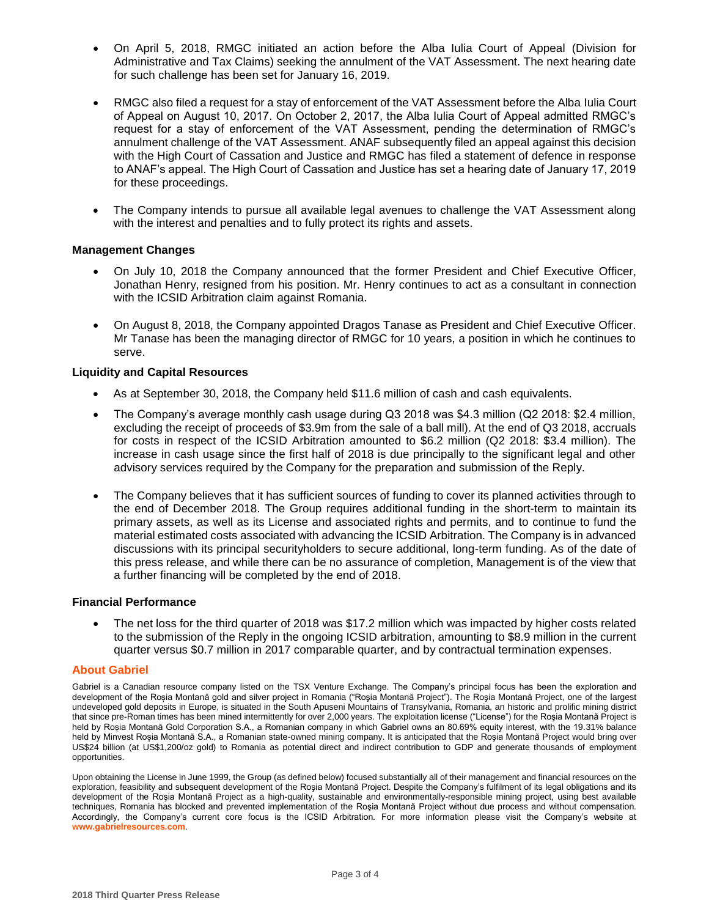- On April 5, 2018, RMGC initiated an action before the Alba Iulia Court of Appeal (Division for Administrative and Tax Claims) seeking the annulment of the VAT Assessment. The next hearing date for such challenge has been set for January 16, 2019.
- RMGC also filed a request for a stay of enforcement of the VAT Assessment before the Alba Iulia Court of Appeal on August 10, 2017. On October 2, 2017, the Alba Iulia Court of Appeal admitted RMGC's request for a stay of enforcement of the VAT Assessment, pending the determination of RMGC's annulment challenge of the VAT Assessment. ANAF subsequently filed an appeal against this decision with the High Court of Cassation and Justice and RMGC has filed a statement of defence in response to ANAF's appeal. The High Court of Cassation and Justice has set a hearing date of January 17, 2019 for these proceedings.
- The Company intends to pursue all available legal avenues to challenge the VAT Assessment along with the interest and penalties and to fully protect its rights and assets.

**Management Changes**

- On July 10, 2018 the Company announced that the former President and Chief Executive Officer, Jonathan Henry, resigned from his position. Mr. Henry continues to act as a consultant in connection with the ICSID Arbitration claim against Romania.
- On August 8, 2018, the Company appointed Dragos Tanase as President and Chief Executive Officer. Mr Tanase has been the managing director of RMGC for 10 years, a position in which he continues to serve.

**Liquidity and Capital Resources**

- As at September 30, 2018, the Company held $11.6 million of cash and cash equivalents.
- The Company's average monthly cash usage during Q3 2018 was $4.3 million (Q2 2018: $2.4 million, excluding the receipt of proceeds of $3.9m from the sale of a ball mill). At the end of Q3 2018, accruals for costs in respect of the ICSID Arbitration amounted to $6.2 million (Q2 2018: $3.4 million). The increase in cash usage since the first half of 2018 is due principally to the significant legal and other advisory services required by the Company for the preparation and submission of the Reply.
- The Company believes that it has sufficient sources of funding to cover its planned activities through to the end of December 2018. The Group requires additional funding in the short-term to maintain its primary assets, as well as its License and associated rights and permits, and to continue to fund the material estimated costs associated with advancing the ICSID Arbitration. The Company is in advanced discussions with its principal securityholders to secure additional, long-term funding. As of the date of this press release, and while there can be no assurance of completion, Management is of the view that a further financing will be completed by the end of 2018.

**Financial Performance**

- The net loss for the third quarter of 2018 was $17.2 million which was impacted by higher costs related to the submission of the Reply in the ongoing ICSID arbitration, amounting to $8.9 million in the current quarter versus $0.7 million in 2017 comparable quarter, and by contractual termination expenses.

## About Gabriel

Gabriel is a Canadian resource company listed on the TSX Venture Exchange. The Company's principal focus has been the exploration and development of the Roșia Montană gold and silver project in Romania ("Roşia Montană Project"). The Roşia Montană Project, one of the largest undeveloped gold deposits in Europe, is situated in the South Apuseni Mountains of Transylvania, Romania, an historic and prolific mining district that since pre-Roman times has been mined intermittently for over 2,000 years. The exploitation license ("License") for the Roşia Montană Project is held by Roșia Montană Gold Corporation S.A., a Romanian company in which Gabriel owns an 80.69% equity interest, with the 19.31% balance held by Minvest Roșia Montană S.A., a Romanian state-owned mining company. It is anticipated that the Roşia Montană Project would bring over US$24 billion (at US$1,200/oz gold) to Romania as potential direct and indirect contribution to GDP and generate thousands of employment opportunities.

Upon obtaining the License in June 1999, the Group (as defined below) focused substantially all of their management and financial resources on the exploration, feasibility and subsequent development of the Roşia Montană Project. Despite the Company's fulfilment of its legal obligations and its development of the Roşia Montană Project as a high-quality, sustainable and environmentally-responsible mining project, using best available techniques, Romania has blocked and prevented implementation of the Roşia Montană Project without due process and without compensation. Accordingly, the Company's current core focus is the ICSID Arbitration. For more information please visit the Company's website at **www.gabrielresources.com**.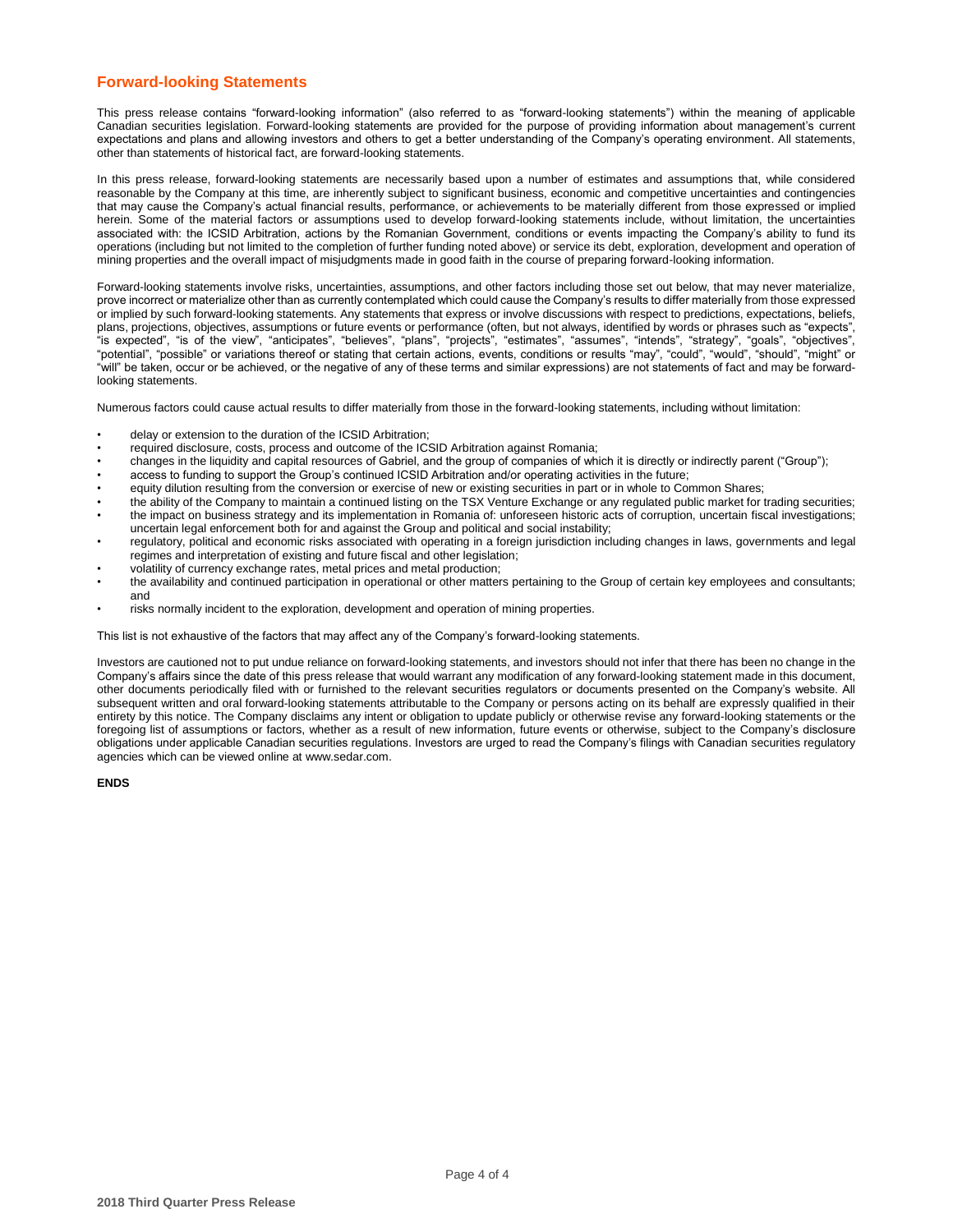## Forward-looking Statements

This press release contains "forward-looking information" (also referred to as "forward-looking statements") within the meaning of applicable Canadian securities legislation. Forward-looking statements are provided for the purpose of providing information about management's current expectations and plans and allowing investors and others to get a better understanding of the Company's operating environment. All statements, other than statements of historical fact, are forward-looking statements.

In this press release, forward-looking statements are necessarily based upon a number of estimates and assumptions that, while considered reasonable by the Company at this time, are inherently subject to significant business, economic and competitive uncertainties and contingencies that may cause the Company's actual financial results, performance, or achievements to be materially different from those expressed or implied herein. Some of the material factors or assumptions used to develop forward-looking statements include, without limitation, the uncertainties associated with: the ICSID Arbitration, actions by the Romanian Government, conditions or events impacting the Company's ability to fund its operations (including but not limited to the completion of further funding noted above) or service its debt, exploration, development and operation of mining properties and the overall impact of misjudgments made in good faith in the course of preparing forward-looking information.

Forward-looking statements involve risks, uncertainties, assumptions, and other factors including those set out below, that may never materialize, prove incorrect or materialize other than as currently contemplated which could cause the Company's results to differ materially from those expressed or implied by such forward-looking statements. Any statements that express or involve discussions with respect to predictions, expectations, beliefs, plans, projections, objectives, assumptions or future events or performance (often, but not always, identified by words or phrases such as "expects", "is expected", "is of the view", "anticipates", "believes", "plans", "projects", "estimates", "assumes", "intends", "strategy", "goals", "objectives", "potential", "possible" or variations thereof or stating that certain actions, events, conditions or results "may", "could", "would", "should", "might" or "will" be taken, occur or be achieved, or the negative of any of these terms and similar expressions) are not statements of fact and may be forward-looking statements.

Numerous factors could cause actual results to differ materially from those in the forward-looking statements, including without limitation:

- delay or extension to the duration of the ICSID Arbitration;
- required disclosure, costs, process and outcome of the ICSID Arbitration against Romania;
- changes in the liquidity and capital resources of Gabriel, and the group of companies of which it is directly or indirectly parent ("Group");
- access to funding to support the Group's continued ICSID Arbitration and/or operating activities in the future;
- equity dilution resulting from the conversion or exercise of new or existing securities in part or in whole to Common Shares;
- the ability of the Company to maintain a continued listing on the TSX Venture Exchange or any regulated public market for trading securities;
- the impact on business strategy and its implementation in Romania of: unforeseen historic acts of corruption, uncertain fiscal investigations; uncertain legal enforcement both for and against the Group and political and social instability;
- regulatory, political and economic risks associated with operating in a foreign jurisdiction including changes in laws, governments and legal regimes and interpretation of existing and future fiscal and other legislation;
- volatility of currency exchange rates, metal prices and metal production;
- the availability and continued participation in operational or other matters pertaining to the Group of certain key employees and consultants; and
- risks normally incident to the exploration, development and operation of mining properties.

This list is not exhaustive of the factors that may affect any of the Company's forward-looking statements.

Investors are cautioned not to put undue reliance on forward-looking statements, and investors should not infer that there has been no change in the Company's affairs since the date of this press release that would warrant any modification of any forward-looking statement made in this document, other documents periodically filed with or furnished to the relevant securities regulators or documents presented on the Company's website. All subsequent written and oral forward-looking statements attributable to the Company or persons acting on its behalf are expressly qualified in their entirety by this notice. The Company disclaims any intent or obligation to update publicly or otherwise revise any forward-looking statements or the foregoing list of assumptions or factors, whether as a result of new information, future events or otherwise, subject to the Company's disclosure obligations under applicable Canadian securities regulations. Investors are urged to read the Company's filings with Canadian securities regulatory agencies which can be viewed online at www.sedar.com.

**ENDS**